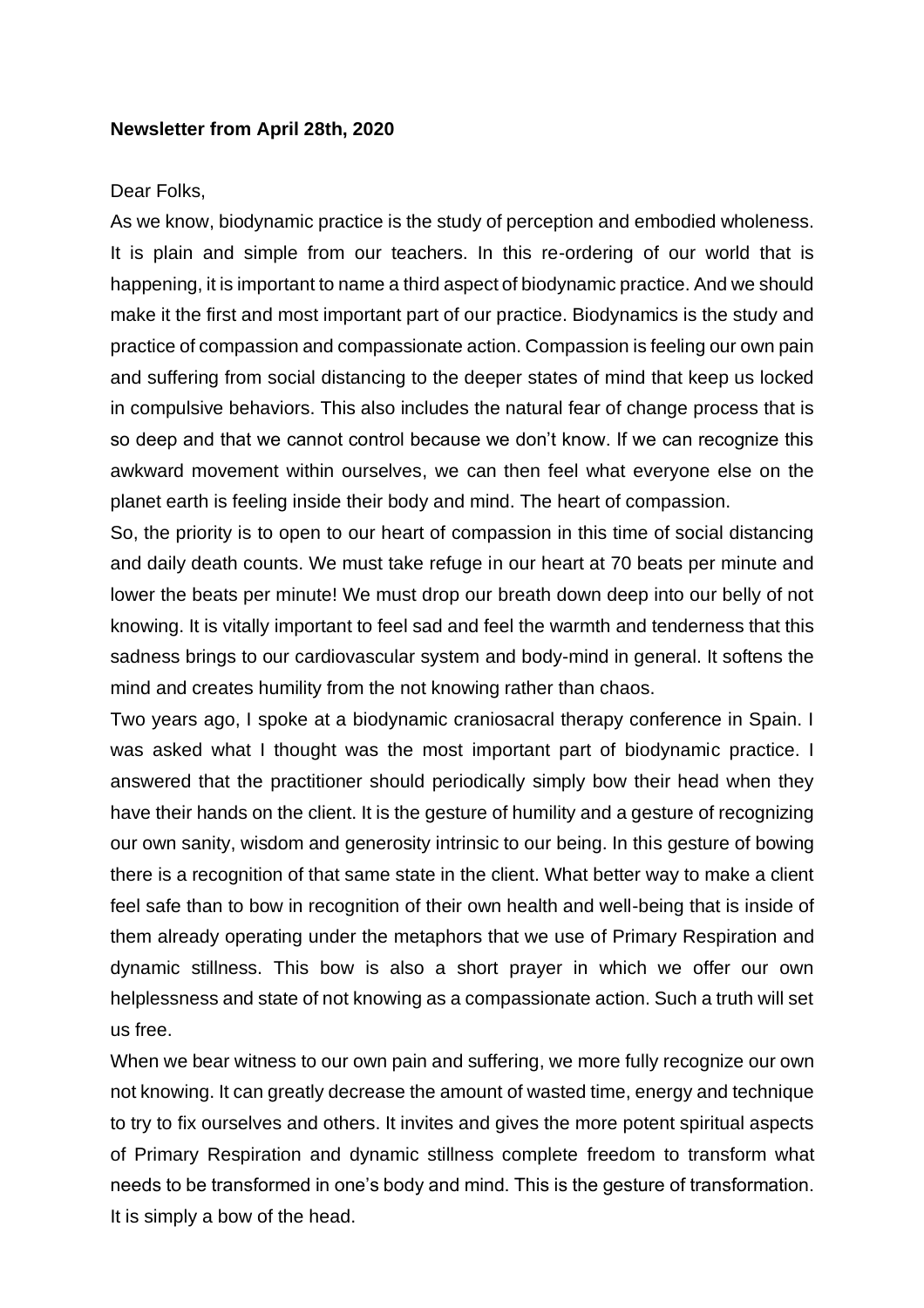**Newsletter from April 28th, 2020**

Dear Folks,

As we know, biodynamic practice is the study of perception and embodied wholeness. It is plain and simple from our teachers. In this re-ordering of our world that is happening, it is important to name a third aspect of biodynamic practice. And we should make it the first and most important part of our practice. Biodynamics is the study and practice of compassion and compassionate action. Compassion is feeling our own pain and suffering from social distancing to the deeper states of mind that keep us locked in compulsive behaviors. This also includes the natural fear of change process that is so deep and that we cannot control because we don't know. If we can recognize this awkward movement within ourselves, we can then feel what everyone else on the planet earth is feeling inside their body and mind. The heart of compassion.

So, the priority is to open to our heart of compassion in this time of social distancing and daily death counts. We must take refuge in our heart at 70 beats per minute and lower the beats per minute! We must drop our breath down deep into our belly of not knowing. It is vitally important to feel sad and feel the warmth and tenderness that this sadness brings to our cardiovascular system and body-mind in general. It softens the mind and creates humility from the not knowing rather than chaos.

Two years ago, I spoke at a biodynamic craniosacral therapy conference in Spain. I was asked what I thought was the most important part of biodynamic practice. I answered that the practitioner should periodically simply bow their head when they have their hands on the client. It is the gesture of humility and a gesture of recognizing our own sanity, wisdom and generosity intrinsic to our being. In this gesture of bowing there is a recognition of that same state in the client. What better way to make a client feel safe than to bow in recognition of their own health and well-being that is inside of them already operating under the metaphors that we use of Primary Respiration and dynamic stillness. This bow is also a short prayer in which we offer our own helplessness and state of not knowing as a compassionate action. Such a truth will set us free.

When we bear witness to our own pain and suffering, we more fully recognize our own not knowing. It can greatly decrease the amount of wasted time, energy and technique to try to fix ourselves and others. It invites and gives the more potent spiritual aspects of Primary Respiration and dynamic stillness complete freedom to transform what needs to be transformed in one's body and mind. This is the gesture of transformation. It is simply a bow of the head.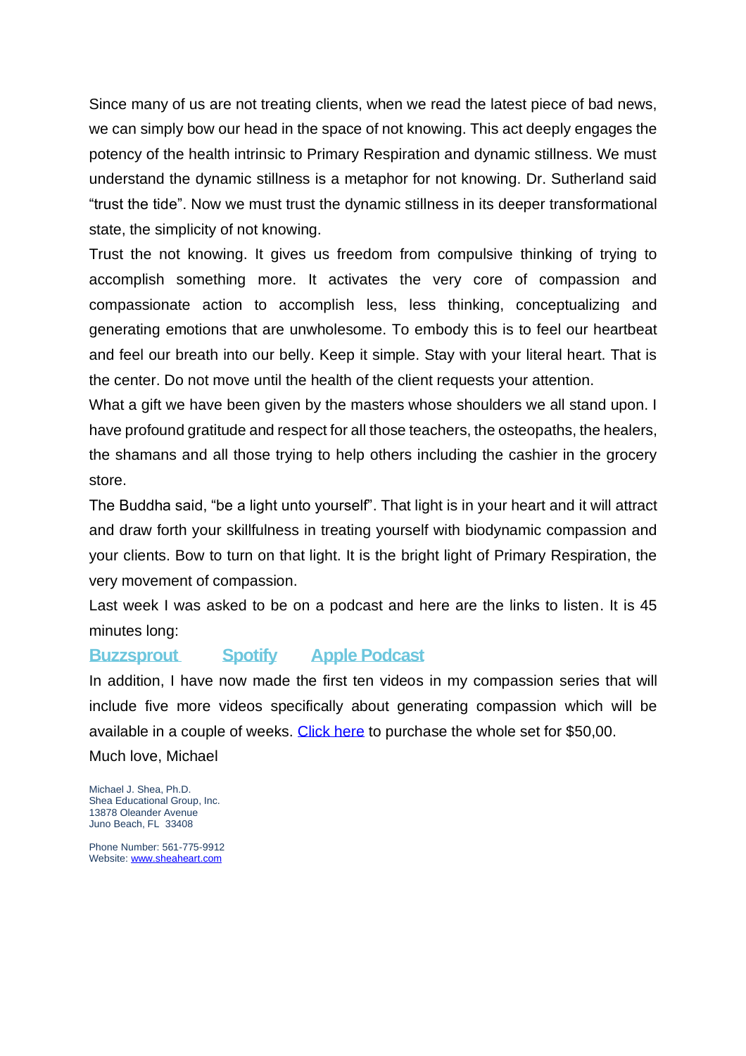Since many of us are not treating clients, when we read the latest piece of bad news, we can simply bow our head in the space of not knowing. This act deeply engages the potency of the health intrinsic to Primary Respiration and dynamic stillness. We must understand the dynamic stillness is a metaphor for not knowing. Dr. Sutherland said "trust the tide". Now we must trust the dynamic stillness in its deeper transformational state, the simplicity of not knowing.

Trust the not knowing. It gives us freedom from compulsive thinking of trying to accomplish something more. It activates the very core of compassion and compassionate action to accomplish less, less thinking, conceptualizing and generating emotions that are unwholesome. To embody this is to feel our heartbeat and feel our breath into our belly. Keep it simple. Stay with your literal heart. That is the center. Do not move until the health of the client requests your attention.

What a gift we have been given by the masters whose shoulders we all stand upon. I have profound gratitude and respect for all those teachers, the osteopaths, the healers, the shamans and all those trying to help others including the cashier in the grocery store.

The Buddha said, "be a light unto yourself". That light is in your heart and it will attract and draw forth your skillfulness in treating yourself with biodynamic compassion and your clients. Bow to turn on that light. It is the bright light of Primary Respiration, the very movement of compassion.

Last week I was asked to be on a podcast and here are the links to listen. It is 45 minutes long:

**Buzzsprout** **Spotify** **Apple Podcast**

In addition, I have now made the first ten videos in my compassion series that will include five more videos specifically about generating compassion which will be available in a couple of weeks. Click here to purchase the whole set for $50,00.

Much love, Michael

Michael J. Shea, Ph.D.
Shea Educational Group, Inc.
13878 Oleander Avenue
Juno Beach, FL 33408

Phone Number: 561-775-9912
Website: www.sheaheart.com